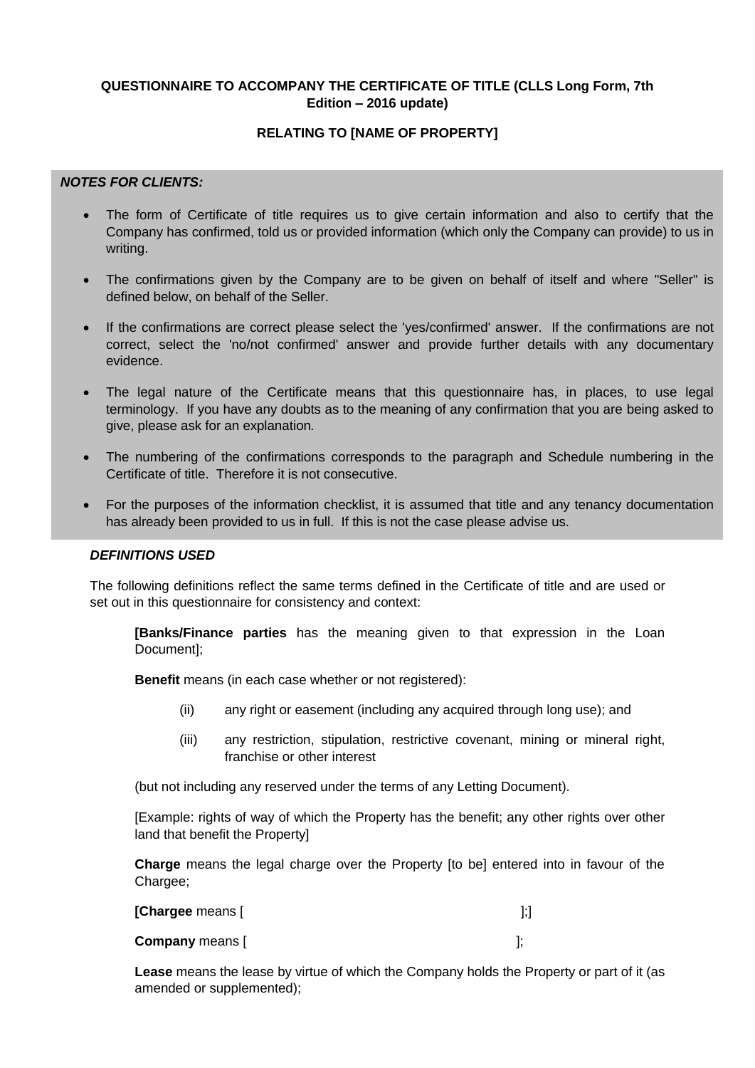**QUESTIONNAIRE TO ACCOMPANY THE CERTIFICATE OF TITLE (CLLS Long Form, 7th Edition – 2016 update)**

**RELATING TO [NAME OF PROPERTY]**

***NOTES FOR CLIENTS:***

- The form of Certificate of title requires us to give certain information and also to certify that the Company has confirmed, told us or provided information (which only the Company can provide) to us in writing.
- The confirmations given by the Company are to be given on behalf of itself and where "Seller" is defined below, on behalf of the Seller.
- If the confirmations are correct please select the 'yes/confirmed' answer. If the confirmations are not correct, select the 'no/not confirmed' answer and provide further details with any documentary evidence.
- The legal nature of the Certificate means that this questionnaire has, in places, to use legal terminology. If you have any doubts as to the meaning of any confirmation that you are being asked to give, please ask for an explanation.
- The numbering of the confirmations corresponds to the paragraph and Schedule numbering in the Certificate of title. Therefore it is not consecutive.
- For the purposes of the information checklist, it is assumed that title and any tenancy documentation has already been provided to us in full. If this is not the case please advise us.

***DEFINITIONS USED***

The following definitions reflect the same terms defined in the Certificate of title and are used or set out in this questionnaire for consistency and context:

**[Banks/Finance parties** has the meaning given to that expression in the Loan Document];

**Benefit** means (in each case whether or not registered):

(ii) any right or easement (including any acquired through long use); and

(iii) any restriction, stipulation, restrictive covenant, mining or mineral right, franchise or other interest

(but not including any reserved under the terms of any Letting Document).

[Example: rights of way of which the Property has the benefit; any other rights over other land that benefit the Property]

**Charge** means the legal charge over the Property [to be] entered into in favour of the Chargee;

**[Chargee** means [ ];]

**Company** means [ ];

**Lease** means the lease by virtue of which the Company holds the Property or part of it (as amended or supplemented);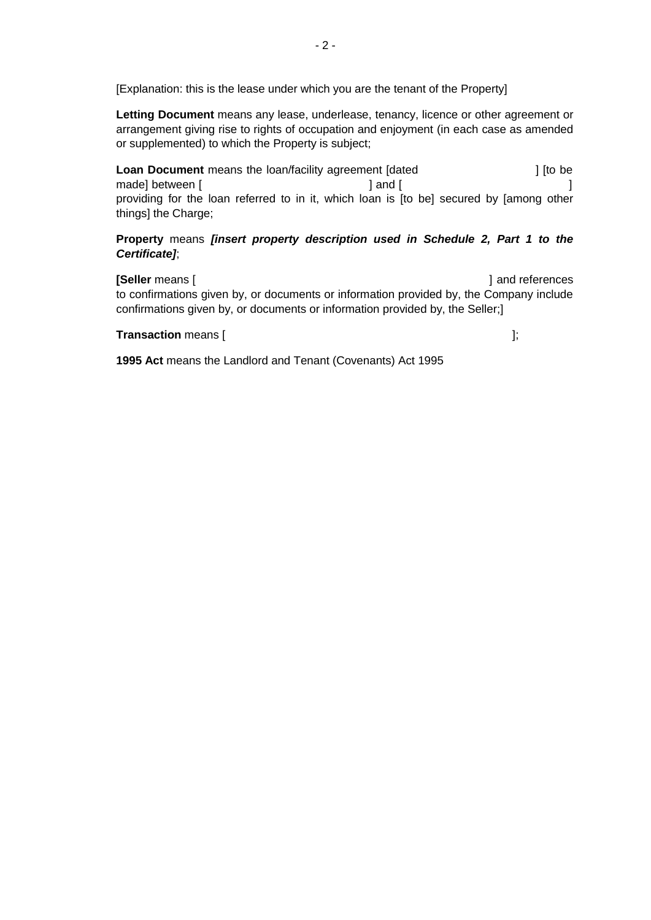[Explanation: this is the lease under which you are the tenant of the Property]

**Letting Document** means any lease, underlease, tenancy, licence or other agreement or arrangement giving rise to rights of occupation and enjoyment (in each case as amended or supplemented) to which the Property is subject;

**Loan Document** means the loan/facility agreement [dated ] [to be made] between [ ] and [ ] providing for the loan referred to in it, which loan is [to be] secured by [among other things] the Charge;

**Property** means ***[insert property description used in Schedule 2, Part 1 to the Certificate]***;

**[Seller** means [ ] and references to confirmations given by, or documents or information provided by, the Company include confirmations given by, or documents or information provided by, the Seller;]

**Transaction** means [ ];

**1995 Act** means the Landlord and Tenant (Covenants) Act 1995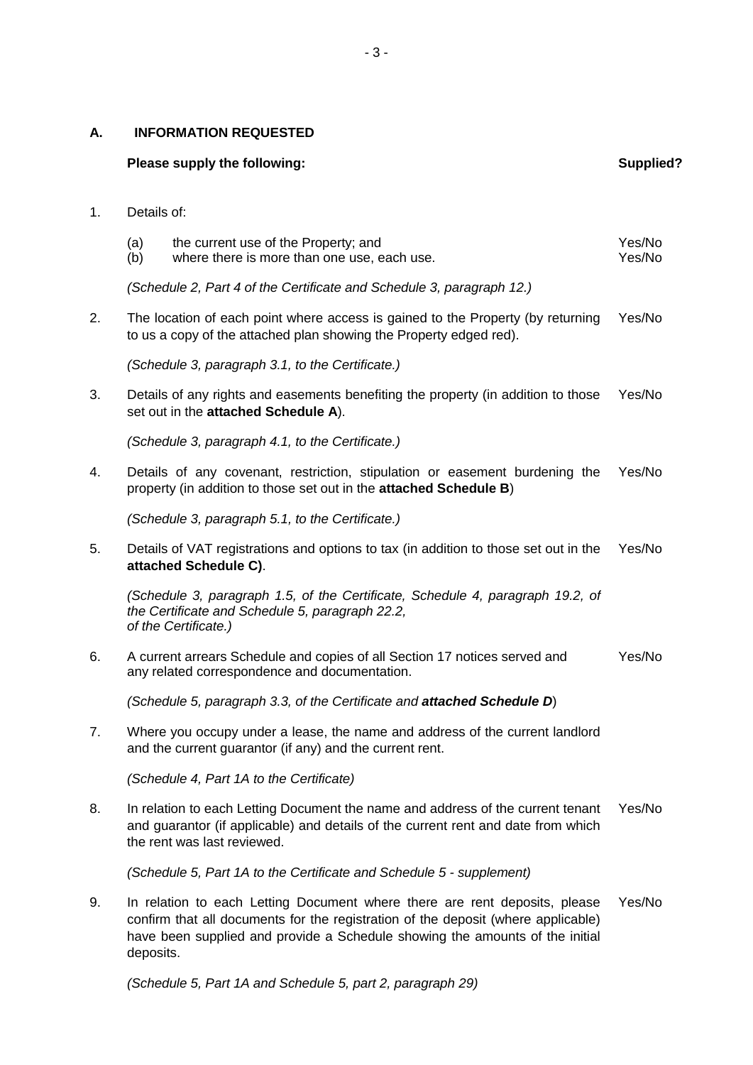## A. INFORMATION REQUESTED

| | Please supply the following: | Supplied? |
|---|---|---|
| 1. | Details of: | |
| | (a) the current use of the Property; and | Yes/No |
| | (b) where there is more than one use, each use. | Yes/No |
| | *(Schedule 2, Part 4 of the Certificate and Schedule 3, paragraph 12.)* | |
| 2. | The location of each point where access is gained to the Property (by returning to us a copy of the attached plan showing the Property edged red). | Yes/No |
| | *(Schedule 3, paragraph 3.1, to the Certificate.)* | |
| 3. | Details of any rights and easements benefiting the property (in addition to those set out in the **attached Schedule A**). | Yes/No |
| | *(Schedule 3, paragraph 4.1, to the Certificate.)* | |
| 4. | Details of any covenant, restriction, stipulation or easement burdening the property (in addition to those set out in the **attached Schedule B**) | Yes/No |
| | *(Schedule 3, paragraph 5.1, to the Certificate.)* | |
| 5. | Details of VAT registrations and options to tax (in addition to those set out in the **attached Schedule C)**. | Yes/No |
| | *(Schedule 3, paragraph 1.5, of the Certificate, Schedule 4, paragraph 19.2, of the Certificate and Schedule 5, paragraph 22.2, of the Certificate.)* | |
| 6. | A current arrears Schedule and copies of all Section 17 notices served and any related correspondence and documentation. | Yes/No |
| | *(Schedule 5, paragraph 3.3, of the Certificate and **attached Schedule D**)* | |
| 7. | Where you occupy under a lease, the name and address of the current landlord and the current guarantor (if any) and the current rent. | |
| | *(Schedule 4, Part 1A to the Certificate)* | |
| 8. | In relation to each Letting Document the name and address of the current tenant and guarantor (if applicable) and details of the current rent and date from which the rent was last reviewed. | Yes/No |
| | *(Schedule 5, Part 1A to the Certificate and Schedule 5 - supplement)* | |
| 9. | In relation to each Letting Document where there are rent deposits, please confirm that all documents for the registration of the deposit (where applicable) have been supplied and provide a Schedule showing the amounts of the initial deposits. | Yes/No |
| | *(Schedule 5, Part 1A and Schedule 5, part 2, paragraph 29)* | |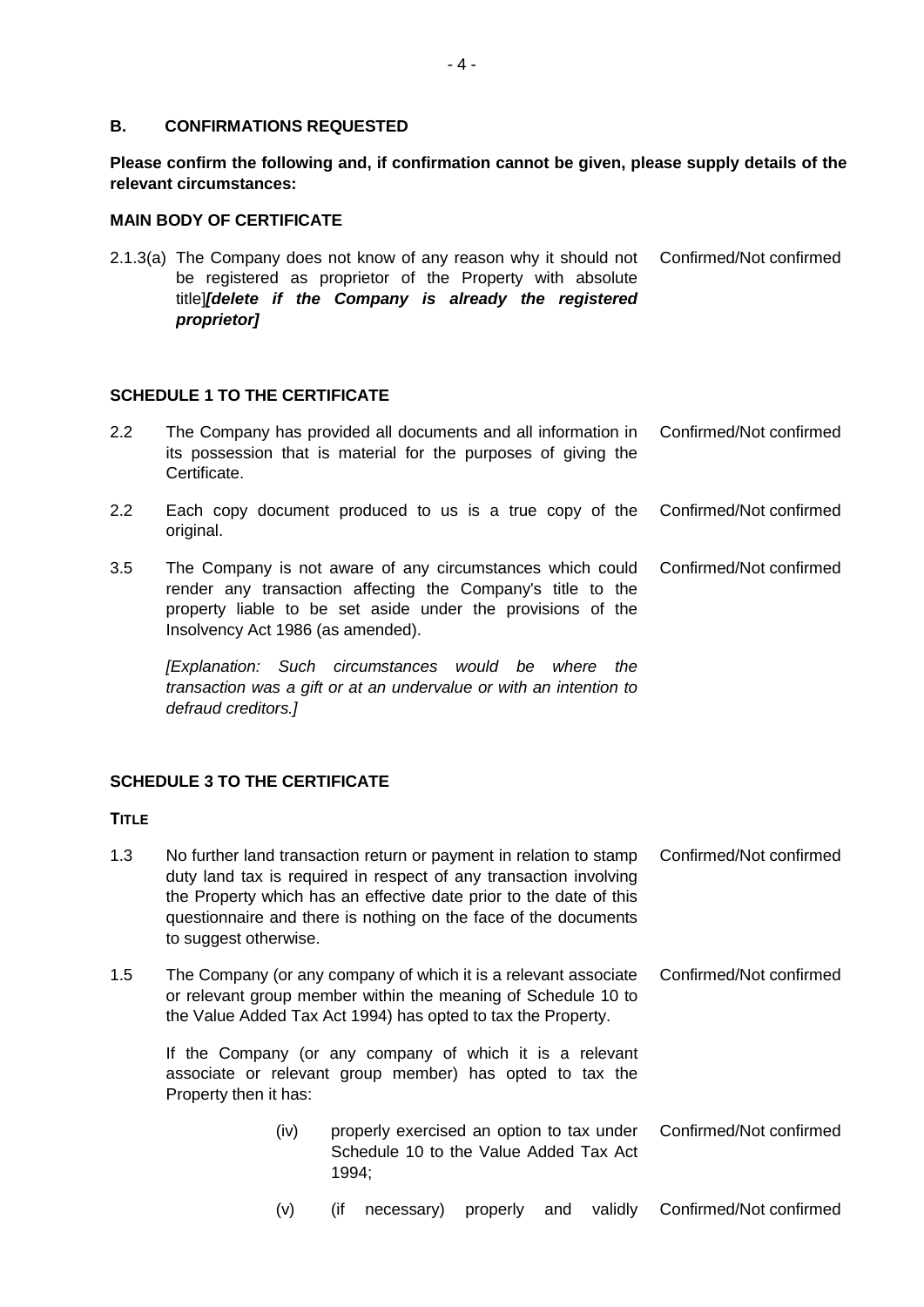## B. CONFIRMATIONS REQUESTED

**Please confirm the following and, if confirmation cannot be given, please supply details of the relevant circumstances:**

**MAIN BODY OF CERTIFICATE**

| | | |
|---|---|---|
| 2.1.3(a) | The Company does not know of any reason why it should not be registered as proprietor of the Property with absolute title]***[delete if the Company is already the registered proprietor]*** | Confirmed/Not confirmed |

**SCHEDULE 1 TO THE CERTIFICATE**

| | | |
|---|---|---|
| 2.2 | The Company has provided all documents and all information in its possession that is material for the purposes of giving the Certificate. | Confirmed/Not confirmed |
| 2.2 | Each copy document produced to us is a true copy of the original. | Confirmed/Not confirmed |
| 3.5 | The Company is not aware of any circumstances which could render any transaction affecting the Company's title to the property liable to be set aside under the provisions of the Insolvency Act 1986 (as amended).<br><br>*[Explanation: Such circumstances would be where the transaction was a gift or at an undervalue or with an intention to defraud creditors.]* | Confirmed/Not confirmed |

**SCHEDULE 3 TO THE CERTIFICATE**

**TITLE**

| | | |
|---|---|---|
| 1.3 | No further land transaction return or payment in relation to stamp duty land tax is required in respect of any transaction involving the Property which has an effective date prior to the date of this questionnaire and there is nothing on the face of the documents to suggest otherwise. | Confirmed/Not confirmed |
| 1.5 | The Company (or any company of which it is a relevant associate or relevant group member within the meaning of Schedule 10 to the Value Added Tax Act 1994) has opted to tax the Property.<br><br>If the Company (or any company of which it is a relevant associate or relevant group member) has opted to tax the Property then it has: | Confirmed/Not confirmed |
| | (iv) properly exercised an option to tax under Schedule 10 to the Value Added Tax Act 1994; | Confirmed/Not confirmed |
| | (v) (if necessary) properly and validly | Confirmed/Not confirmed |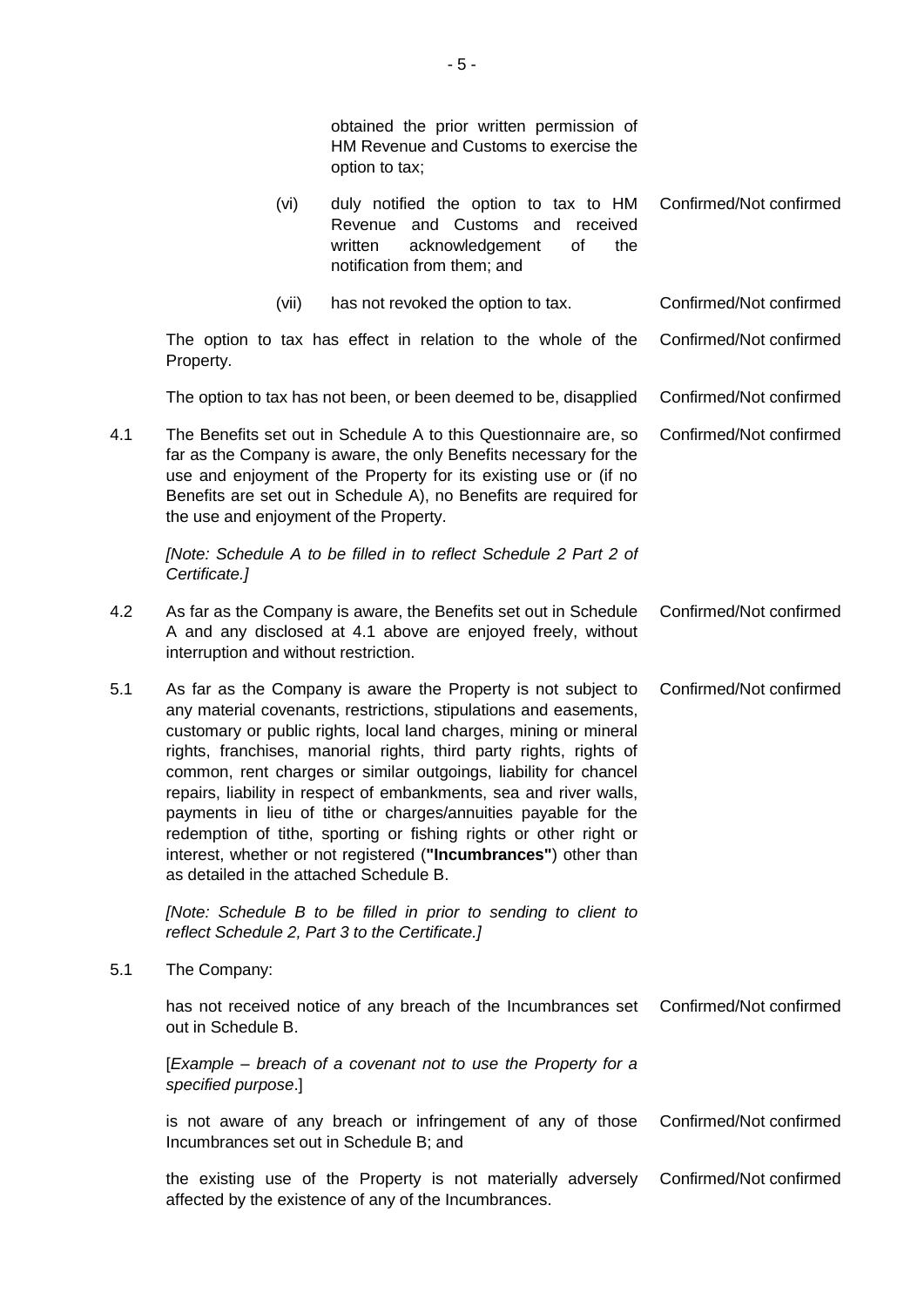| | |
|---|---|
| obtained the prior written permission of HM Revenue and Customs to exercise the option to tax; | |
| (vi) duly notified the option to tax to HM Revenue and Customs and received written acknowledgement of the notification from them; and | Confirmed/Not confirmed |
| (vii) has not revoked the option to tax. | Confirmed/Not confirmed |
| The option to tax has effect in relation to the whole of the Property. | Confirmed/Not confirmed |
| The option to tax has not been, or been deemed to be, disapplied | Confirmed/Not confirmed |
| 4.1 The Benefits set out in Schedule A to this Questionnaire are, so far as the Company is aware, the only Benefits necessary for the use and enjoyment of the Property for its existing use or (if no Benefits are set out in Schedule A), no Benefits are required for the use and enjoyment of the Property. | Confirmed/Not confirmed |
| *[Note: Schedule A to be filled in to reflect Schedule 2 Part 2 of Certificate.]* | |
| 4.2 As far as the Company is aware, the Benefits set out in Schedule A and any disclosed at 4.1 above are enjoyed freely, without interruption and without restriction. | Confirmed/Not confirmed |
| 5.1 As far as the Company is aware the Property is not subject to any material covenants, restrictions, stipulations and easements, customary or public rights, local land charges, mining or mineral rights, franchises, manorial rights, third party rights, rights of common, rent charges or similar outgoings, liability for chancel repairs, liability in respect of embankments, sea and river walls, payments in lieu of tithe or charges/annuities payable for the redemption of tithe, sporting or fishing rights or other right or interest, whether or not registered (**"Incumbrances"**) other than as detailed in the attached Schedule B. | Confirmed/Not confirmed |
| *[Note: Schedule B to be filled in prior to sending to client to reflect Schedule 2, Part 3 to the Certificate.]* | |
| 5.1 The Company: | |
| has not received notice of any breach of the Incumbrances set out in Schedule B. | Confirmed/Not confirmed |
| [*Example – breach of a covenant not to use the Property for a specified purpose*.] | |
| is not aware of any breach or infringement of any of those Incumbrances set out in Schedule B; and | Confirmed/Not confirmed |
| the existing use of the Property is not materially adversely affected by the existence of any of the Incumbrances. | Confirmed/Not confirmed |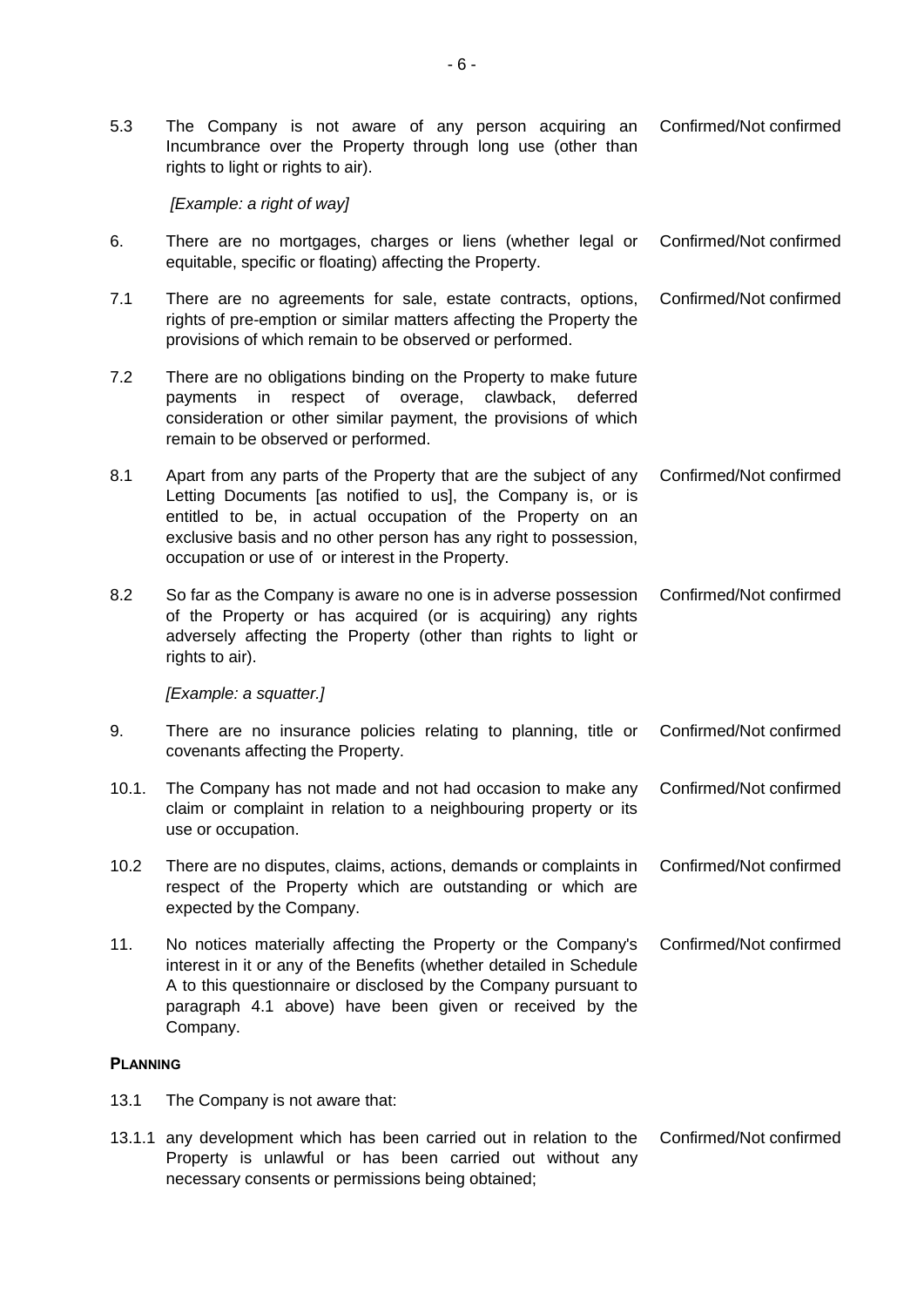| | | |
|---|---|---|
| 5.3 | The Company is not aware of any person acquiring an Incumbrance over the Property through long use (other than rights to light or rights to air).<br><br>*[Example: a right of way]* | Confirmed/Not confirmed |
| 6. | There are no mortgages, charges or liens (whether legal or equitable, specific or floating) affecting the Property. | Confirmed/Not confirmed |
| 7.1 | There are no agreements for sale, estate contracts, options, rights of pre-emption or similar matters affecting the Property the provisions of which remain to be observed or performed. | Confirmed/Not confirmed |
| 7.2 | There are no obligations binding on the Property to make future payments in respect of overage, clawback, deferred consideration or other similar payment, the provisions of which remain to be observed or performed. | |
| 8.1 | Apart from any parts of the Property that are the subject of any Letting Documents [as notified to us], the Company is, or is entitled to be, in actual occupation of the Property on an exclusive basis and no other person has any right to possession, occupation or use of or interest in the Property. | Confirmed/Not confirmed |
| 8.2 | So far as the Company is aware no one is in adverse possession of the Property or has acquired (or is acquiring) any rights adversely affecting the Property (other than rights to light or rights to air).<br><br>*[Example: a squatter.]* | Confirmed/Not confirmed |
| 9. | There are no insurance policies relating to planning, title or covenants affecting the Property. | Confirmed/Not confirmed |
| 10.1. | The Company has not made and not had occasion to make any claim or complaint in relation to a neighbouring property or its use or occupation. | Confirmed/Not confirmed |
| 10.2 | There are no disputes, claims, actions, demands or complaints in respect of the Property which are outstanding or which are expected by the Company. | Confirmed/Not confirmed |
| 11. | No notices materially affecting the Property or the Company's interest in it or any of the Benefits (whether detailed in Schedule A to this questionnaire or disclosed by the Company pursuant to paragraph 4.1 above) have been given or received by the Company. | Confirmed/Not confirmed |

**PLANNING**

| | | |
|---|---|---|
| 13.1 | The Company is not aware that: | |
| 13.1.1 | any development which has been carried out in relation to the Property is unlawful or has been carried out without any necessary consents or permissions being obtained; | Confirmed/Not confirmed |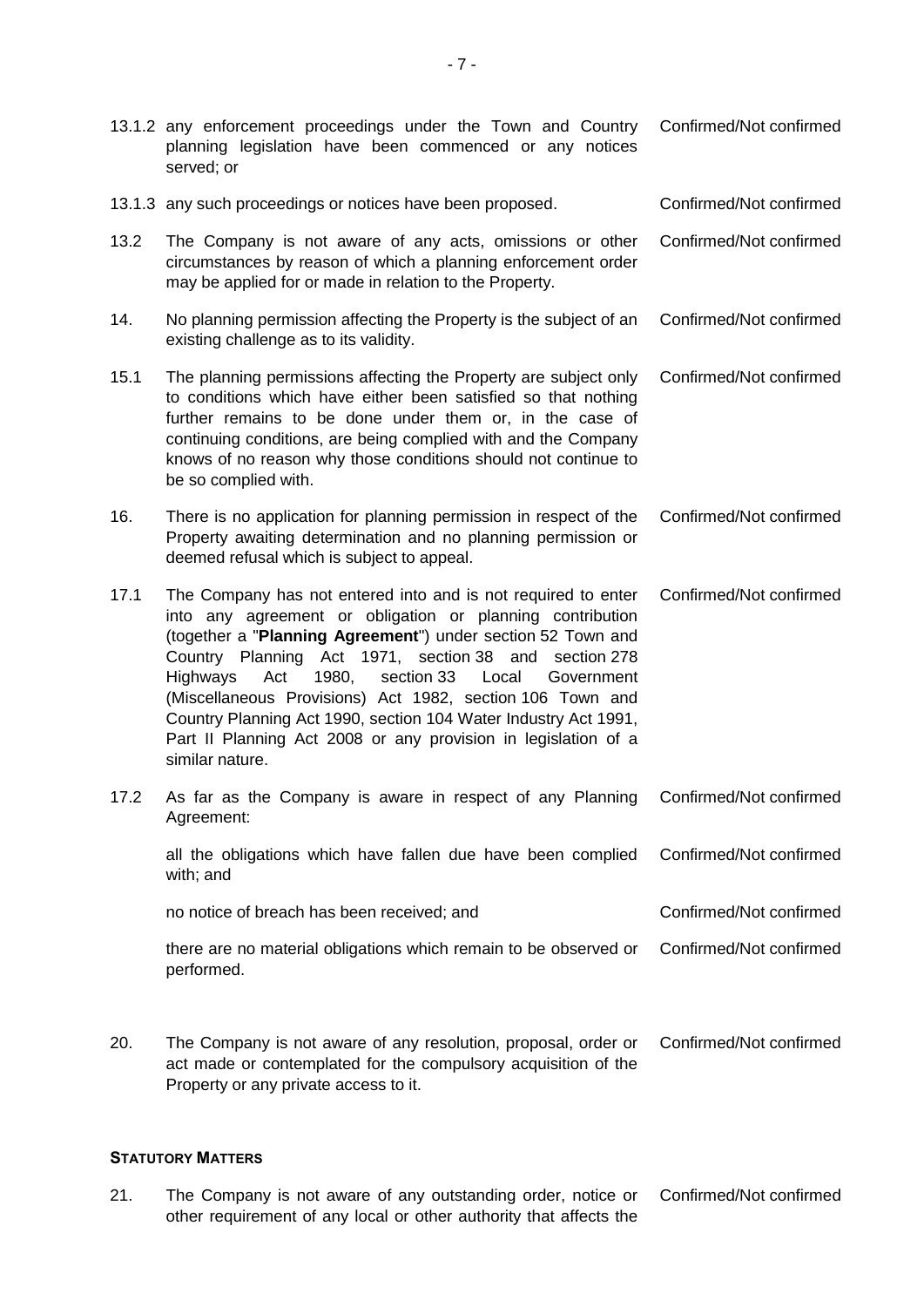| | | |
|---|---|---|
| 13.1.2 | any enforcement proceedings under the Town and Country planning legislation have been commenced or any notices served; or | Confirmed/Not confirmed |
| 13.1.3 | any such proceedings or notices have been proposed. | Confirmed/Not confirmed |
| 13.2 | The Company is not aware of any acts, omissions or other circumstances by reason of which a planning enforcement order may be applied for or made in relation to the Property. | Confirmed/Not confirmed |
| 14. | No planning permission affecting the Property is the subject of an existing challenge as to its validity. | Confirmed/Not confirmed |
| 15.1 | The planning permissions affecting the Property are subject only to conditions which have either been satisfied so that nothing further remains to be done under them or, in the case of continuing conditions, are being complied with and the Company knows of no reason why those conditions should not continue to be so complied with. | Confirmed/Not confirmed |
| 16. | There is no application for planning permission in respect of the Property awaiting determination and no planning permission or deemed refusal which is subject to appeal. | Confirmed/Not confirmed |
| 17.1 | The Company has not entered into and is not required to enter into any agreement or obligation or planning contribution (together a "**Planning Agreement**") under section 52 Town and Country Planning Act 1971, section 38 and section 278 Highways Act 1980, section 33 Local Government (Miscellaneous Provisions) Act 1982, section 106 Town and Country Planning Act 1990, section 104 Water Industry Act 1991, Part II Planning Act 2008 or any provision in legislation of a similar nature. | Confirmed/Not confirmed |
| 17.2 | As far as the Company is aware in respect of any Planning Agreement: | Confirmed/Not confirmed |
| | all the obligations which have fallen due have been complied with; and | Confirmed/Not confirmed |
| | no notice of breach has been received; and | Confirmed/Not confirmed |
| | there are no material obligations which remain to be observed or performed. | Confirmed/Not confirmed |
| 20. | The Company is not aware of any resolution, proposal, order or act made or contemplated for the compulsory acquisition of the Property or any private access to it. | Confirmed/Not confirmed |

**STATUTORY MATTERS**

| | | |
|---|---|---|
| 21. | The Company is not aware of any outstanding order, notice or other requirement of any local or other authority that affects the | Confirmed/Not confirmed |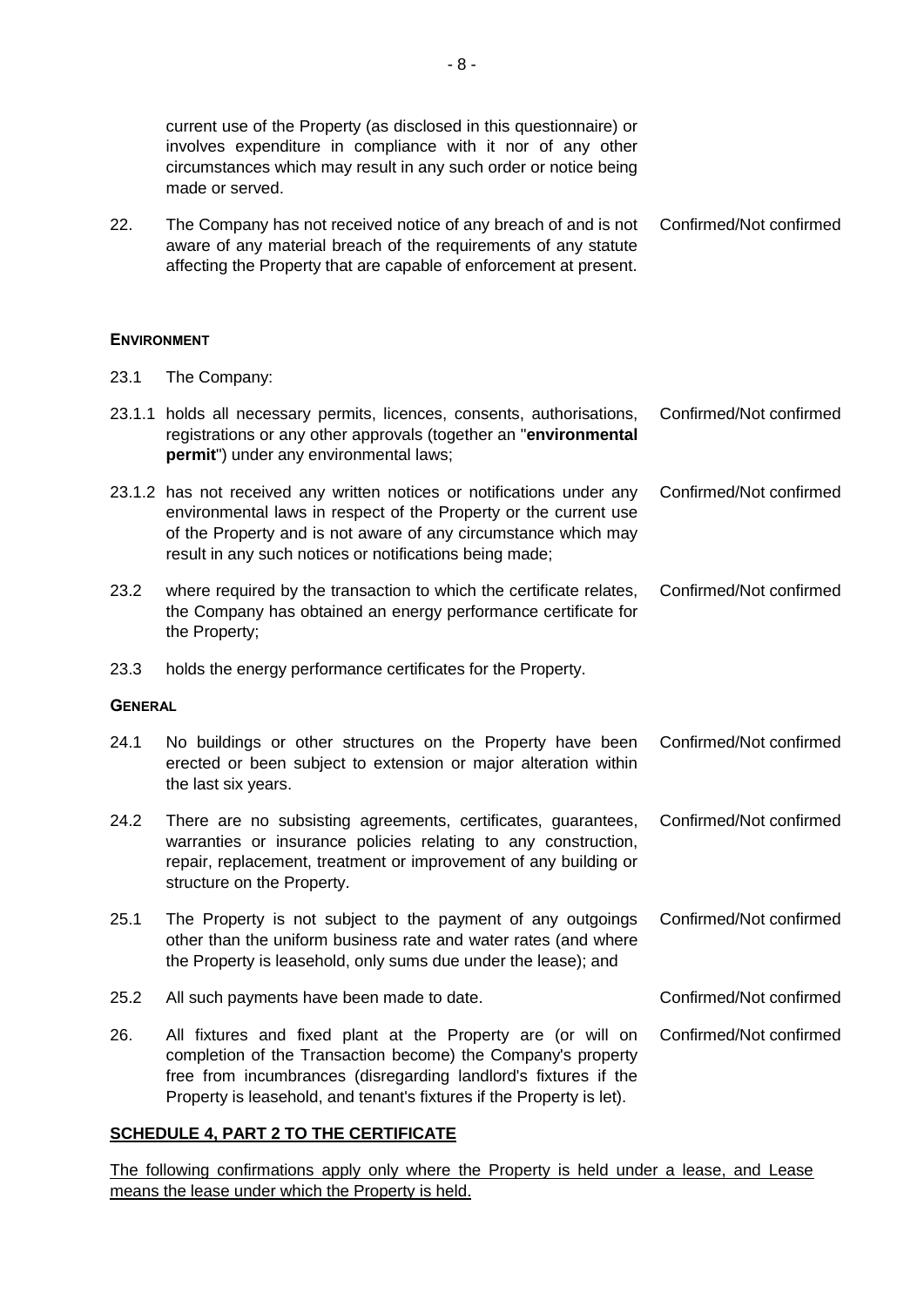current use of the Property (as disclosed in this questionnaire) or involves expenditure in compliance with it nor of any other circumstances which may result in any such order or notice being made or served.

| | | |
|---|---|---|
| 22. | The Company has not received notice of any breach of and is not aware of any material breach of the requirements of any statute affecting the Property that are capable of enforcement at present. | Confirmed/Not confirmed |

**ENVIRONMENT**

| | | |
|---|---|---|
| 23.1 | The Company: | |
| 23.1.1 | holds all necessary permits, licences, consents, authorisations, registrations or any other approvals (together an "**environmental permit**") under any environmental laws; | Confirmed/Not confirmed |
| 23.1.2 | has not received any written notices or notifications under any environmental laws in respect of the Property or the current use of the Property and is not aware of any circumstance which may result in any such notices or notifications being made; | Confirmed/Not confirmed |
| 23.2 | where required by the transaction to which the certificate relates, the Company has obtained an energy performance certificate for the Property; | Confirmed/Not confirmed |
| 23.3 | holds the energy performance certificates for the Property. | |

**GENERAL**

| | | |
|---|---|---|
| 24.1 | No buildings or other structures on the Property have been erected or been subject to extension or major alteration within the last six years. | Confirmed/Not confirmed |
| 24.2 | There are no subsisting agreements, certificates, guarantees, warranties or insurance policies relating to any construction, repair, replacement, treatment or improvement of any building or structure on the Property. | Confirmed/Not confirmed |
| 25.1 | The Property is not subject to the payment of any outgoings other than the uniform business rate and water rates (and where the Property is leasehold, only sums due under the lease); and | Confirmed/Not confirmed |
| 25.2 | All such payments have been made to date. | Confirmed/Not confirmed |
| 26. | All fixtures and fixed plant at the Property are (or will on completion of the Transaction become) the Company's property free from incumbrances (disregarding landlord's fixtures if the Property is leasehold, and tenant's fixtures if the Property is let). | Confirmed/Not confirmed |

**SCHEDULE 4, PART 2 TO THE CERTIFICATE**

The following confirmations apply only where the Property is held under a lease, and Lease means the lease under which the Property is held.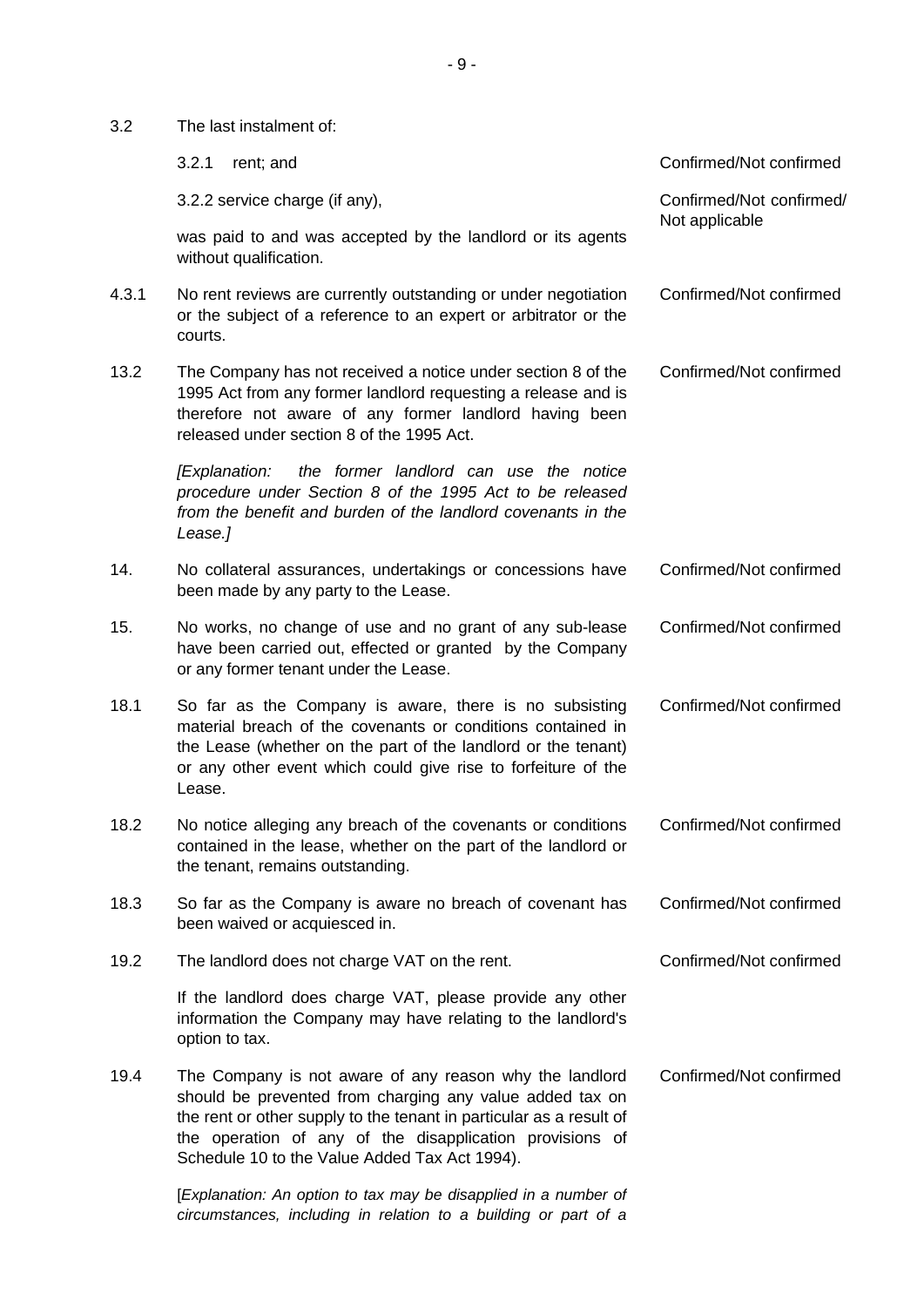| | | |
|---|---|---|
| 3.2 | The last instalment of: | |
| | 3.2.1 rent; and | Confirmed/Not confirmed |
| | 3.2.2 service charge (if any), | Confirmed/Not confirmed/ Not applicable |
| | was paid to and was accepted by the landlord or its agents without qualification. | |
| 4.3.1 | No rent reviews are currently outstanding or under negotiation or the subject of a reference to an expert or arbitrator or the courts. | Confirmed/Not confirmed |
| 13.2 | The Company has not received a notice under section 8 of the 1995 Act from any former landlord requesting a release and is therefore not aware of any former landlord having been released under section 8 of the 1995 Act. | Confirmed/Not confirmed |
| | *[Explanation: the former landlord can use the notice procedure under Section 8 of the 1995 Act to be released from the benefit and burden of the landlord covenants in the Lease.]* | |
| 14. | No collateral assurances, undertakings or concessions have been made by any party to the Lease. | Confirmed/Not confirmed |
| 15. | No works, no change of use and no grant of any sub-lease have been carried out, effected or granted by the Company or any former tenant under the Lease. | Confirmed/Not confirmed |
| 18.1 | So far as the Company is aware, there is no subsisting material breach of the covenants or conditions contained in the Lease (whether on the part of the landlord or the tenant) or any other event which could give rise to forfeiture of the Lease. | Confirmed/Not confirmed |
| 18.2 | No notice alleging any breach of the covenants or conditions contained in the lease, whether on the part of the landlord or the tenant, remains outstanding. | Confirmed/Not confirmed |
| 18.3 | So far as the Company is aware no breach of covenant has been waived or acquiesced in. | Confirmed/Not confirmed |
| 19.2 | The landlord does not charge VAT on the rent. | Confirmed/Not confirmed |
| | If the landlord does charge VAT, please provide any other information the Company may have relating to the landlord's option to tax. | |
| 19.4 | The Company is not aware of any reason why the landlord should be prevented from charging any value added tax on the rent or other supply to the tenant in particular as a result of the operation of any of the disapplication provisions of Schedule 10 to the Value Added Tax Act 1994). | Confirmed/Not confirmed |
| | [*Explanation: An option to tax may be disapplied in a number of circumstances, including in relation to a building or part of a* | |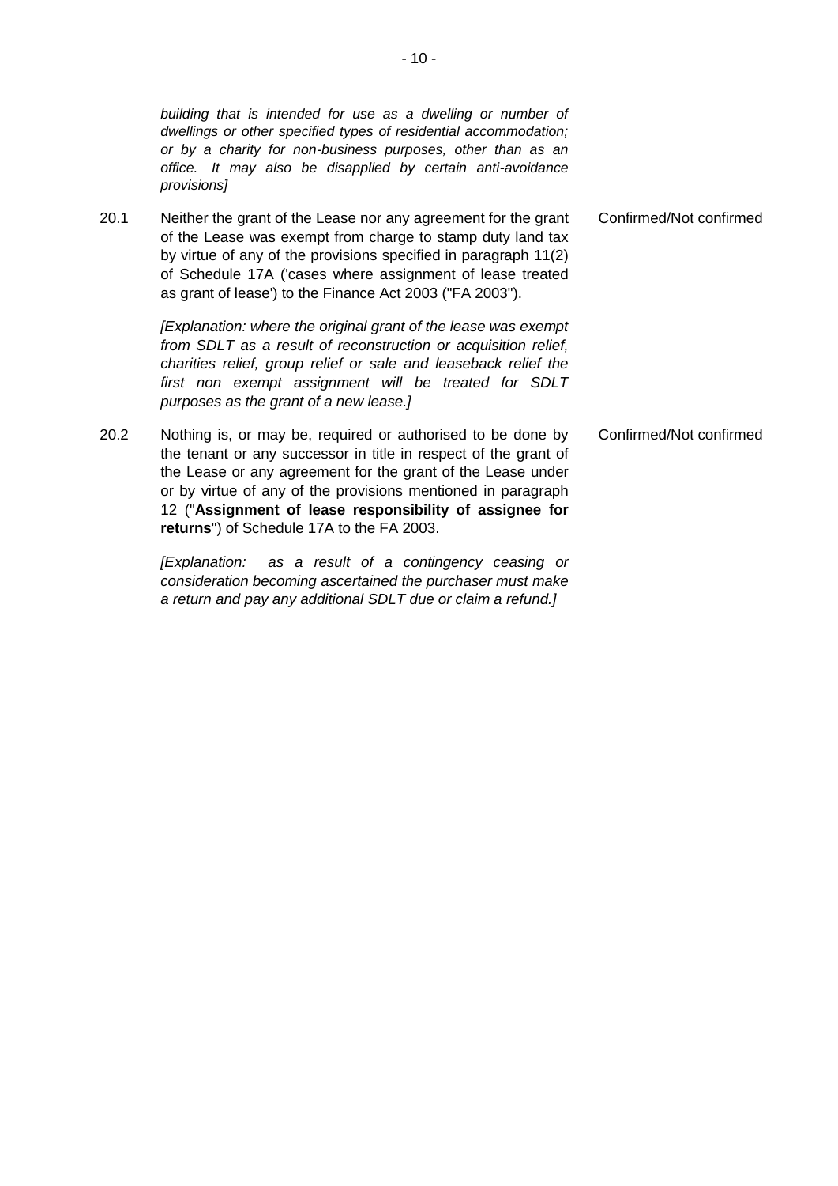*building that is intended for use as a dwelling or number of dwellings or other specified types of residential accommodation; or by a charity for non-business purposes, other than as an office. It may also be disapplied by certain anti-avoidance provisions]*

20.1 Neither the grant of the Lease nor any agreement for the grant of the Lease was exempt from charge to stamp duty land tax by virtue of any of the provisions specified in paragraph 11(2) of Schedule 17A ('cases where assignment of lease treated as grant of lease') to the Finance Act 2003 ("FA 2003"). Confirmed/Not confirmed

*[Explanation: where the original grant of the lease was exempt from SDLT as a result of reconstruction or acquisition relief, charities relief, group relief or sale and leaseback relief the first non exempt assignment will be treated for SDLT purposes as the grant of a new lease.]*

20.2 Nothing is, or may be, required or authorised to be done by the tenant or any successor in title in respect of the grant of the Lease or any agreement for the grant of the Lease under or by virtue of any of the provisions mentioned in paragraph 12 ("**Assignment of lease responsibility of assignee for returns**") of Schedule 17A to the FA 2003. Confirmed/Not confirmed

*[Explanation: as a result of a contingency ceasing or consideration becoming ascertained the purchaser must make a return and pay any additional SDLT due or claim a refund.]*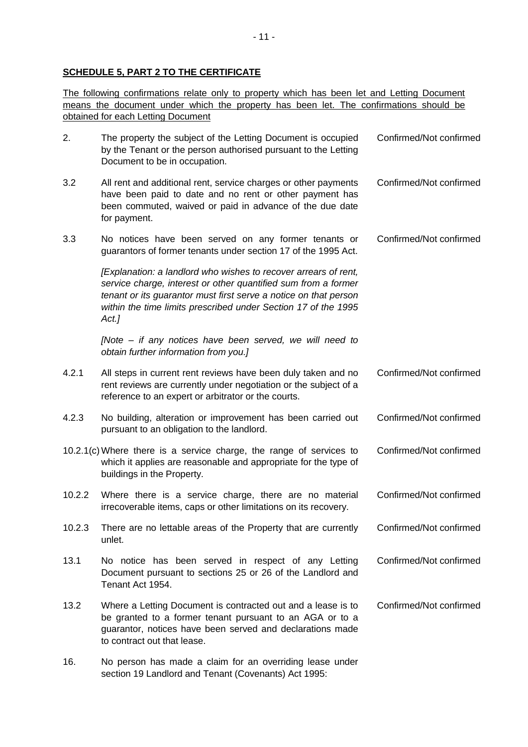**SCHEDULE 5, PART 2 TO THE CERTIFICATE**

The following confirmations relate only to property which has been let and Letting Document means the document under which the property has been let. The confirmations should be obtained for each Letting Document

| | | |
|---|---|---|
| 2. | The property the subject of the Letting Document is occupied by the Tenant or the person authorised pursuant to the Letting Document to be in occupation. | Confirmed/Not confirmed |
| 3.2 | All rent and additional rent, service charges or other payments have been paid to date and no rent or other payment has been commuted, waived or paid in advance of the due date for payment. | Confirmed/Not confirmed |
| 3.3 | No notices have been served on any former tenants or guarantors of former tenants under section 17 of the 1995 Act.<br><br>*[Explanation: a landlord who wishes to recover arrears of rent, service charge, interest or other quantified sum from a former tenant or its guarantor must first serve a notice on that person within the time limits prescribed under Section 17 of the 1995 Act.]*<br><br>*[Note – if any notices have been served, we will need to obtain further information from you.]* | Confirmed/Not confirmed |
| 4.2.1 | All steps in current rent reviews have been duly taken and no rent reviews are currently under negotiation or the subject of a reference to an expert or arbitrator or the courts. | Confirmed/Not confirmed |
| 4.2.3 | No building, alteration or improvement has been carried out pursuant to an obligation to the landlord. | Confirmed/Not confirmed |
| 10.2.1(c) | Where there is a service charge, the range of services to which it applies are reasonable and appropriate for the type of buildings in the Property. | Confirmed/Not confirmed |
| 10.2.2 | Where there is a service charge, there are no material irrecoverable items, caps or other limitations on its recovery. | Confirmed/Not confirmed |
| 10.2.3 | There are no lettable areas of the Property that are currently unlet. | Confirmed/Not confirmed |
| 13.1 | No notice has been served in respect of any Letting Document pursuant to sections 25 or 26 of the Landlord and Tenant Act 1954. | Confirmed/Not confirmed |
| 13.2 | Where a Letting Document is contracted out and a lease is to be granted to a former tenant pursuant to an AGA or to a guarantor, notices have been served and declarations made to contract out that lease. | Confirmed/Not confirmed |
| 16. | No person has made a claim for an overriding lease under section 19 Landlord and Tenant (Covenants) Act 1995: | |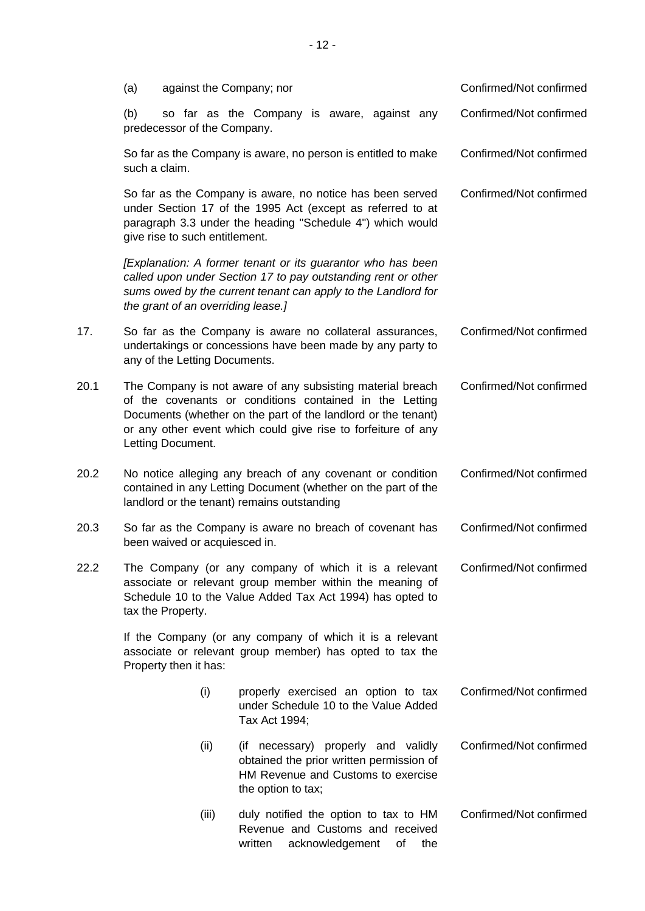| | | |
|---|---|---|
| | (a) against the Company; nor | Confirmed/Not confirmed |
| | (b) so far as the Company is aware, against any predecessor of the Company. | Confirmed/Not confirmed |
| | So far as the Company is aware, no person is entitled to make such a claim. | Confirmed/Not confirmed |
| | So far as the Company is aware, no notice has been served under Section 17 of the 1995 Act (except as referred to at paragraph 3.3 under the heading "Schedule 4") which would give rise to such entitlement. | Confirmed/Not confirmed |
| | *[Explanation: A former tenant or its guarantor who has been called upon under Section 17 to pay outstanding rent or other sums owed by the current tenant can apply to the Landlord for the grant of an overriding lease.]* | |
| 17. | So far as the Company is aware no collateral assurances, undertakings or concessions have been made by any party to any of the Letting Documents. | Confirmed/Not confirmed |
| 20.1 | The Company is not aware of any subsisting material breach of the covenants or conditions contained in the Letting Documents (whether on the part of the landlord or the tenant) or any other event which could give rise to forfeiture of any Letting Document. | Confirmed/Not confirmed |
| 20.2 | No notice alleging any breach of any covenant or condition contained in any Letting Document (whether on the part of the landlord or the tenant) remains outstanding | Confirmed/Not confirmed |
| 20.3 | So far as the Company is aware no breach of covenant has been waived or acquiesced in. | Confirmed/Not confirmed |
| 22.2 | The Company (or any company of which it is a relevant associate or relevant group member within the meaning of Schedule 10 to the Value Added Tax Act 1994) has opted to tax the Property. | Confirmed/Not confirmed |
| | If the Company (or any company of which it is a relevant associate or relevant group member) has opted to tax the Property then it has: | |
| | (i) properly exercised an option to tax under Schedule 10 to the Value Added Tax Act 1994; | Confirmed/Not confirmed |
| | (ii) (if necessary) properly and validly obtained the prior written permission of HM Revenue and Customs to exercise the option to tax; | Confirmed/Not confirmed |
| | (iii) duly notified the option to tax to HM Revenue and Customs and received written acknowledgement of the | Confirmed/Not confirmed |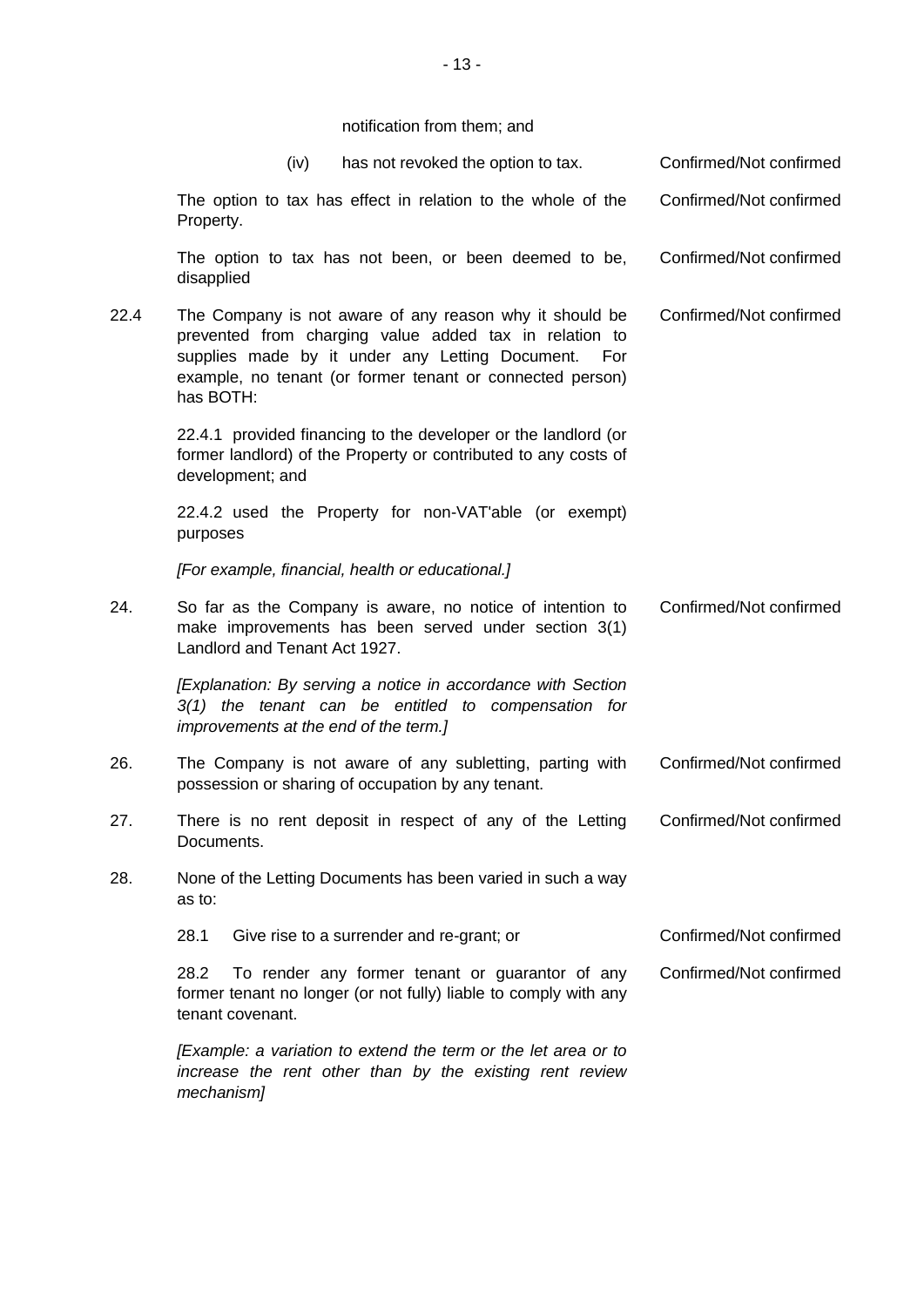notification from them; and

| | | |
|---|---|---|
| | (iv) has not revoked the option to tax. | Confirmed/Not confirmed |
| | The option to tax has effect in relation to the whole of the Property. | Confirmed/Not confirmed |
| | The option to tax has not been, or been deemed to be, disapplied | Confirmed/Not confirmed |
| 22.4 | The Company is not aware of any reason why it should be prevented from charging value added tax in relation to supplies made by it under any Letting Document. For example, no tenant (or former tenant or connected person) has BOTH: | Confirmed/Not confirmed |
| | 22.4.1 provided financing to the developer or the landlord (or former landlord) of the Property or contributed to any costs of development; and | |
| | 22.4.2 used the Property for non-VAT'able (or exempt) purposes | |
| | *[For example, financial, health or educational.]* | |
| 24. | So far as the Company is aware, no notice of intention to make improvements has been served under section 3(1) Landlord and Tenant Act 1927. | Confirmed/Not confirmed |
| | *[Explanation: By serving a notice in accordance with Section 3(1) the tenant can be entitled to compensation for improvements at the end of the term.]* | |
| 26. | The Company is not aware of any subletting, parting with possession or sharing of occupation by any tenant. | Confirmed/Not confirmed |
| 27. | There is no rent deposit in respect of any of the Letting Documents. | Confirmed/Not confirmed |
| 28. | None of the Letting Documents has been varied in such a way as to: | |
| | 28.1 Give rise to a surrender and re-grant; or | Confirmed/Not confirmed |
| | 28.2 To render any former tenant or guarantor of any former tenant no longer (or not fully) liable to comply with any tenant covenant. | Confirmed/Not confirmed |
| | *[Example: a variation to extend the term or the let area or to increase the rent other than by the existing rent review mechanism]* | |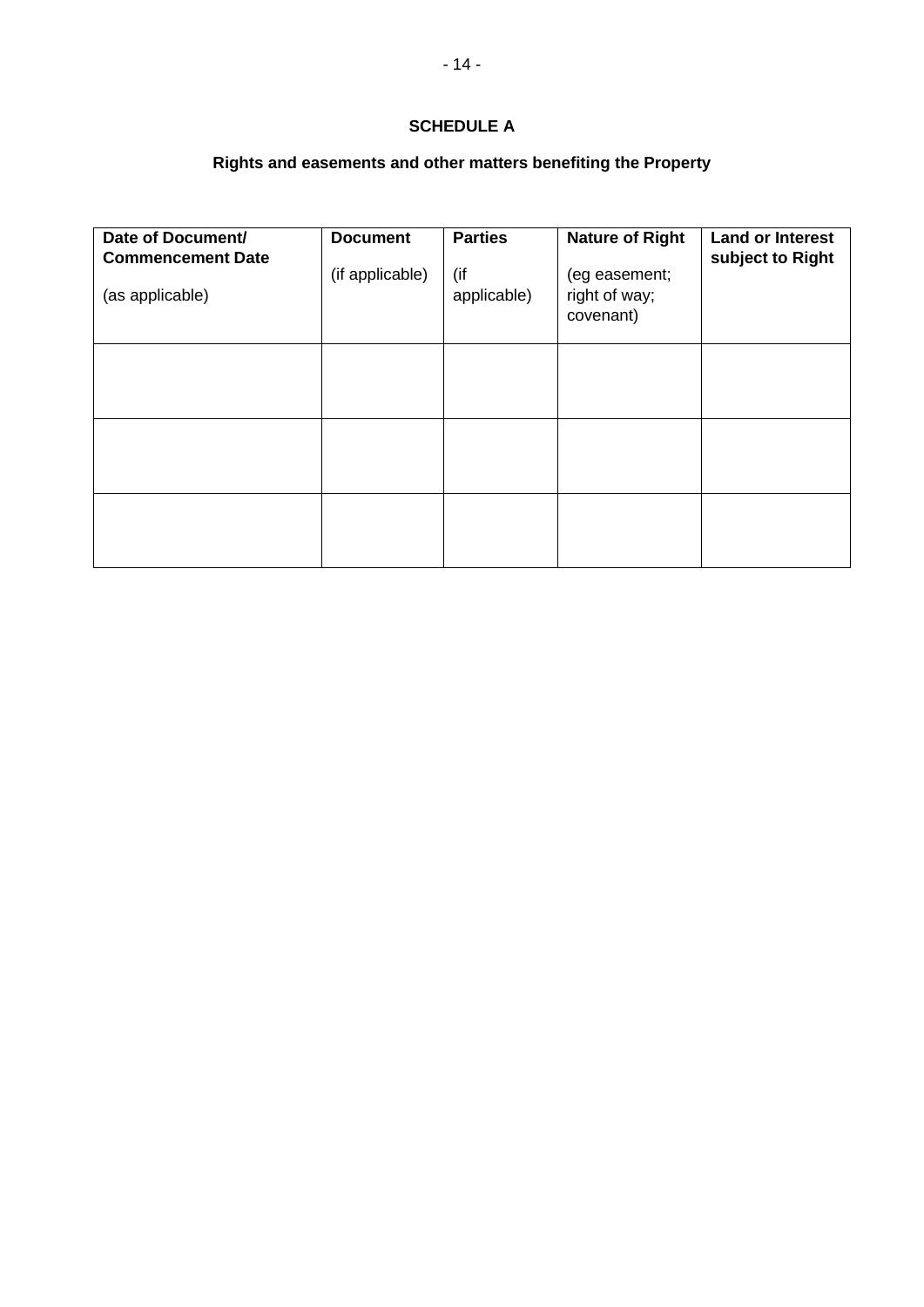**SCHEDULE A**

**Rights and easements and other matters benefiting the Property**

| **Date of Document/ Commencement Date** (as applicable) | **Document** (if applicable) | **Parties** (if applicable) | **Nature of Right** (eg easement; right of way; covenant) | **Land or Interest subject to Right** |
|---|---|---|---|---|
| | | | | |
| | | | | |
| | | | | |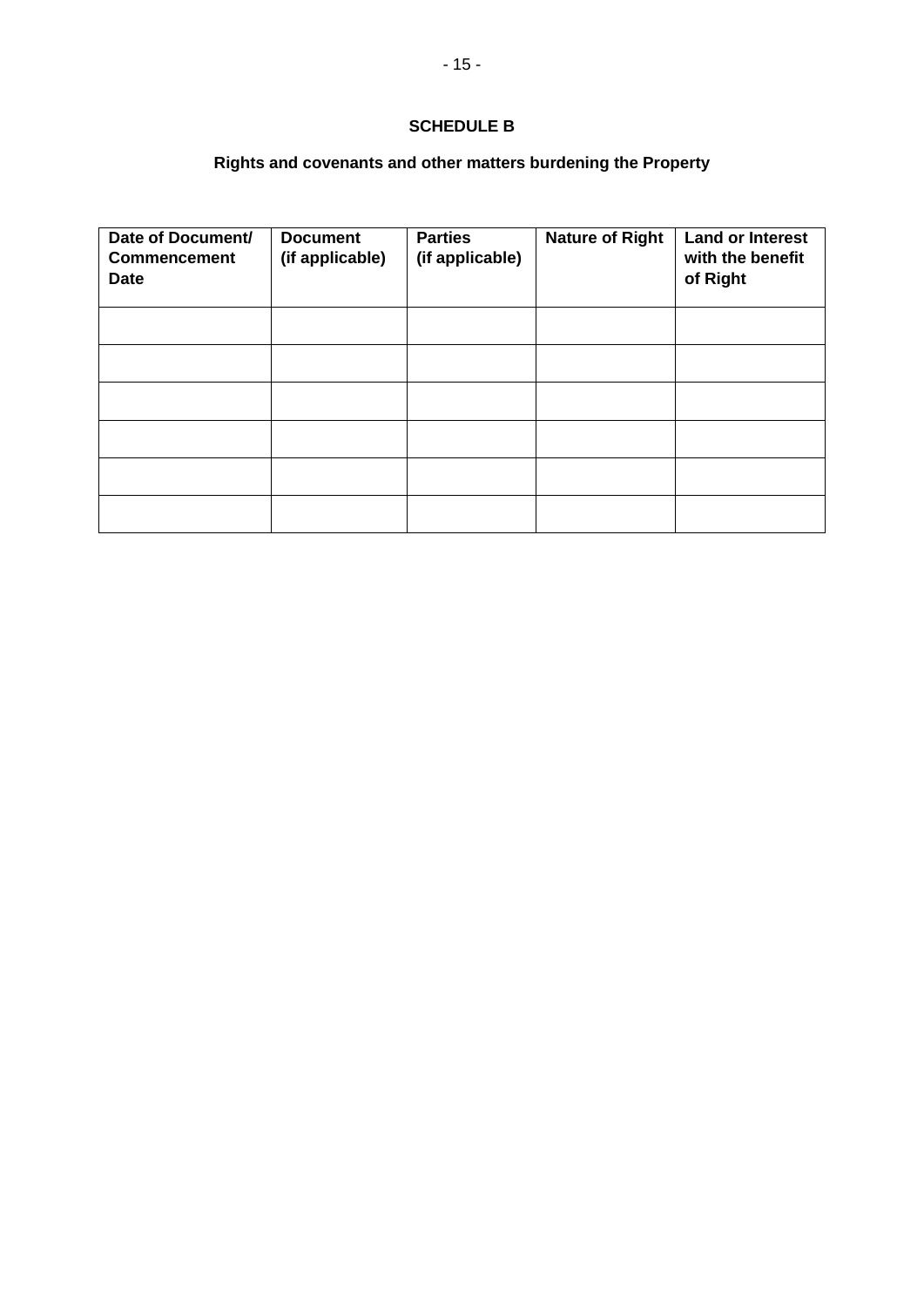## SCHEDULE B

### Rights and covenants and other matters burdening the Property

| Date of Document/ Commencement Date | Document (if applicable) | Parties (if applicable) | Nature of Right | Land or Interest with the benefit of Right |
|---|---|---|---|---|
| | | | | |
| | | | | |
| | | | | |
| | | | | |
| | | | | |
| | | | | |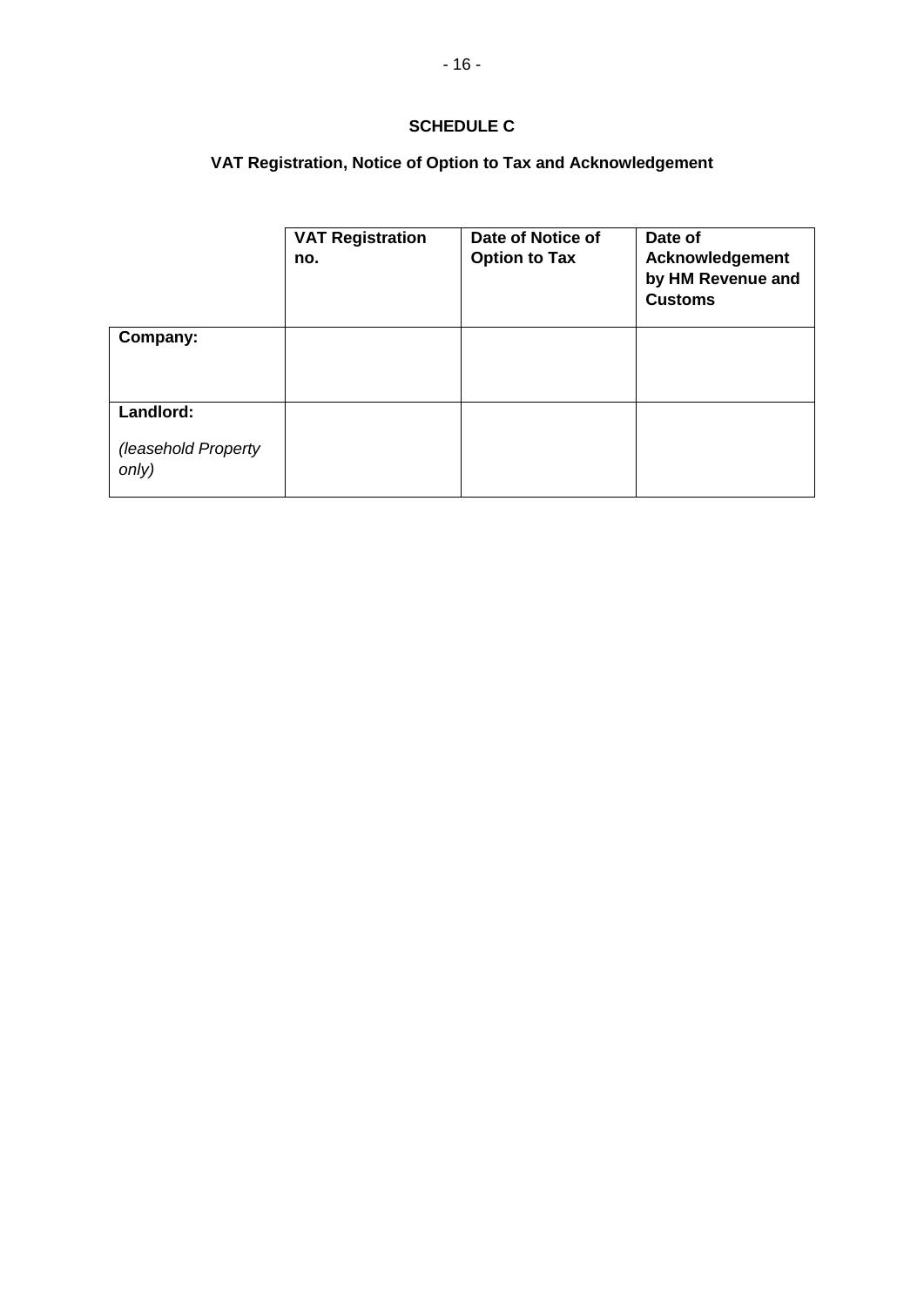# SCHEDULE C

## VAT Registration, Notice of Option to Tax and Acknowledgement

| | **VAT Registration no.** | **Date of Notice of Option to Tax** | **Date of Acknowledgement by HM Revenue and Customs** |
|---|---|---|---|
| **Company:** | | | |
| **Landlord:** *(leasehold Property only)* | | | |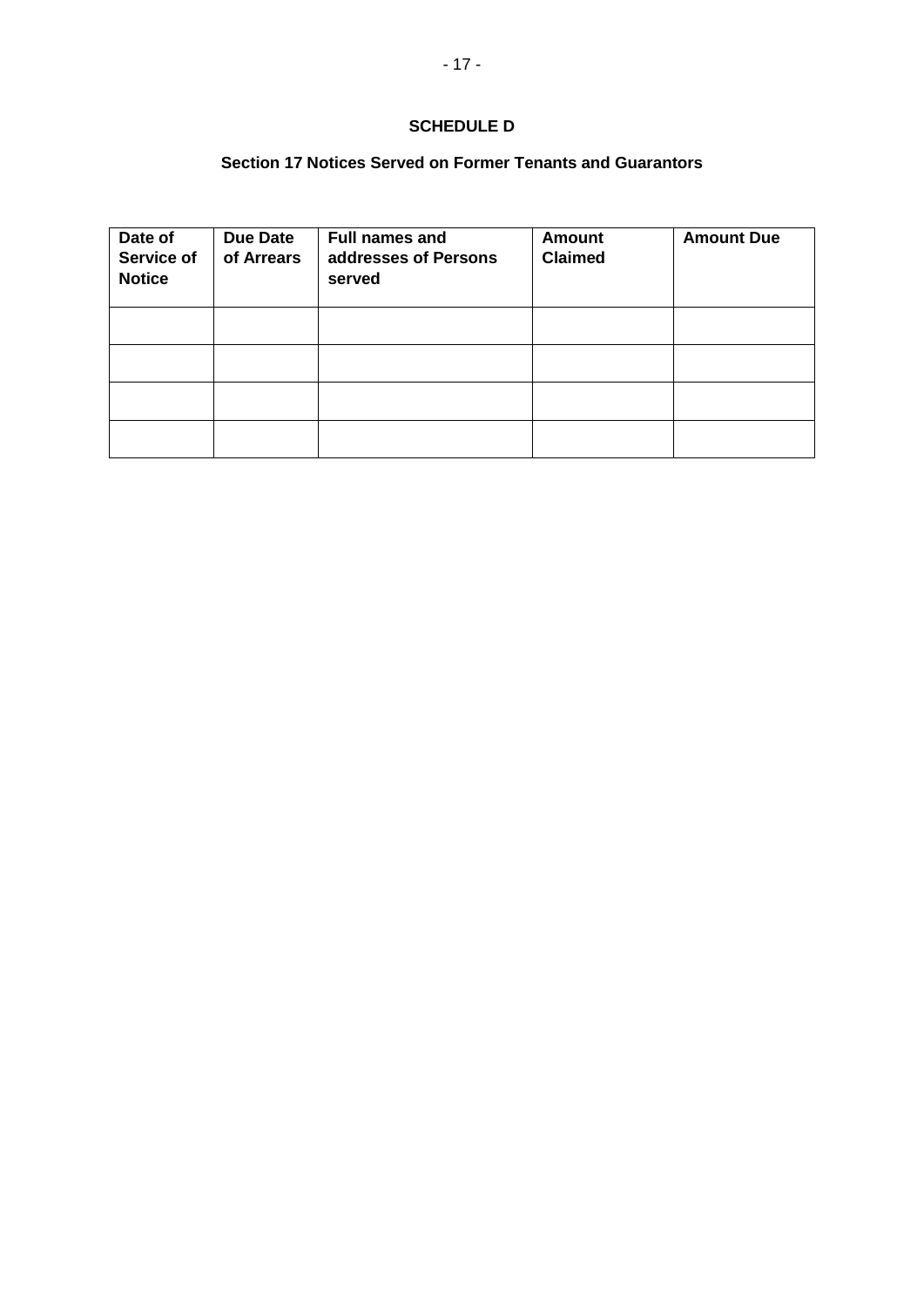## SCHEDULE D

### Section 17 Notices Served on Former Tenants and Guarantors

| Date of Service of Notice | Due Date of Arrears | Full names and addresses of Persons served | Amount Claimed | Amount Due |
|---|---|---|---|---|
| | | | | |
| | | | | |
| | | | | |
| | | | | |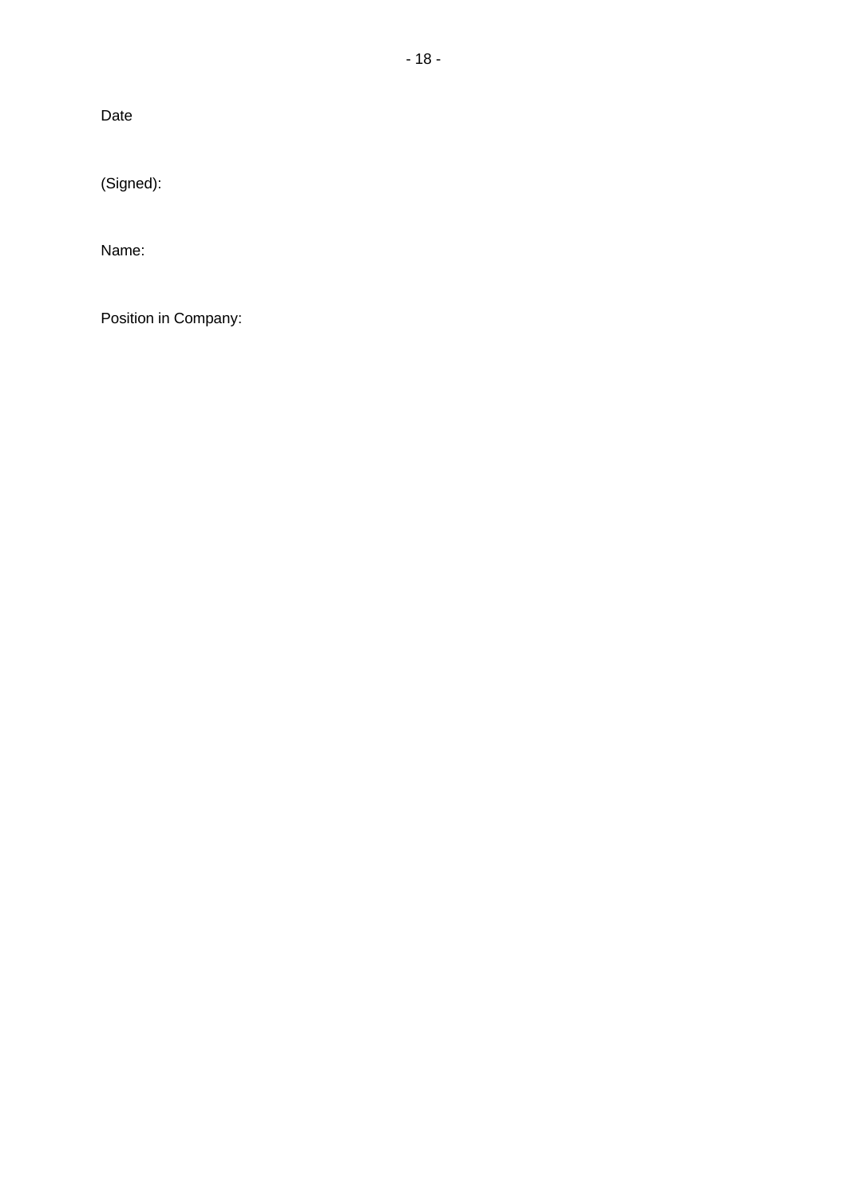Date

(Signed):

Name:

Position in Company: